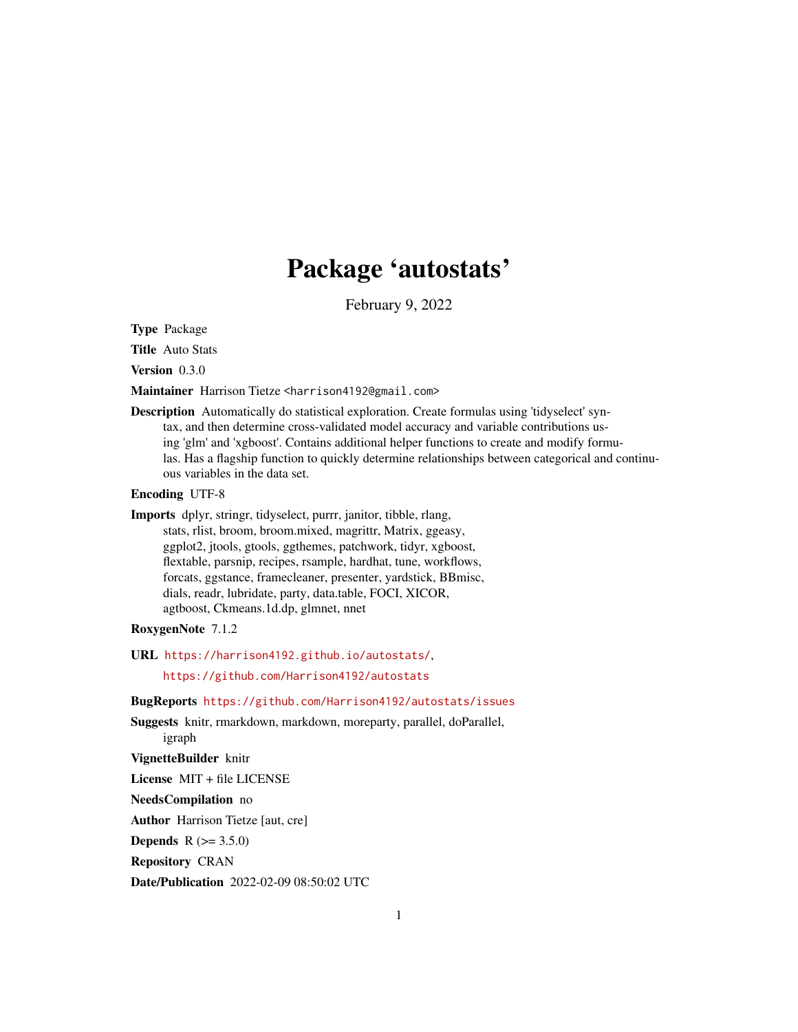# Package 'autostats'

February 9, 2022

**Type** Package

**Title** Auto Stats

**Version** 0.3.0

**Maintainer** Harrison Tietze <harrison4192@gmail.com>

**Description** Automatically do statistical exploration. Create formulas using 'tidyselect' syntax, and then determine cross-validated model accuracy and variable contributions using 'glm' and 'xgboost'. Contains additional helper functions to create and modify formulas. Has a flagship function to quickly determine relationships between categorical and continuous variables in the data set.

**Encoding** UTF-8

**Imports** dplyr, stringr, tidyselect, purrr, janitor, tibble, rlang, stats, rlist, broom, broom.mixed, magrittr, Matrix, ggeasy, ggplot2, jtools, gtools, ggthemes, patchwork, tidyr, xgboost, flextable, parsnip, recipes, rsample, hardhat, tune, workflows, forcats, ggstance, framecleaner, presenter, yardstick, BBmisc, dials, readr, lubridate, party, data.table, FOCI, XICOR, agtboost, Ckmeans.1d.dp, glmnet, nnet

**RoxygenNote** 7.1.2

**URL** https://harrison4192.github.io/autostats/, https://github.com/Harrison4192/autostats

**BugReports** https://github.com/Harrison4192/autostats/issues

**Suggests** knitr, rmarkdown, markdown, moreparty, parallel, doParallel, igraph

**VignetteBuilder** knitr

**License** MIT + file LICENSE

**NeedsCompilation** no

**Author** Harrison Tietze [aut, cre]

**Depends** R (>= 3.5.0)

**Repository** CRAN

**Date/Publication** 2022-02-09 08:50:02 UTC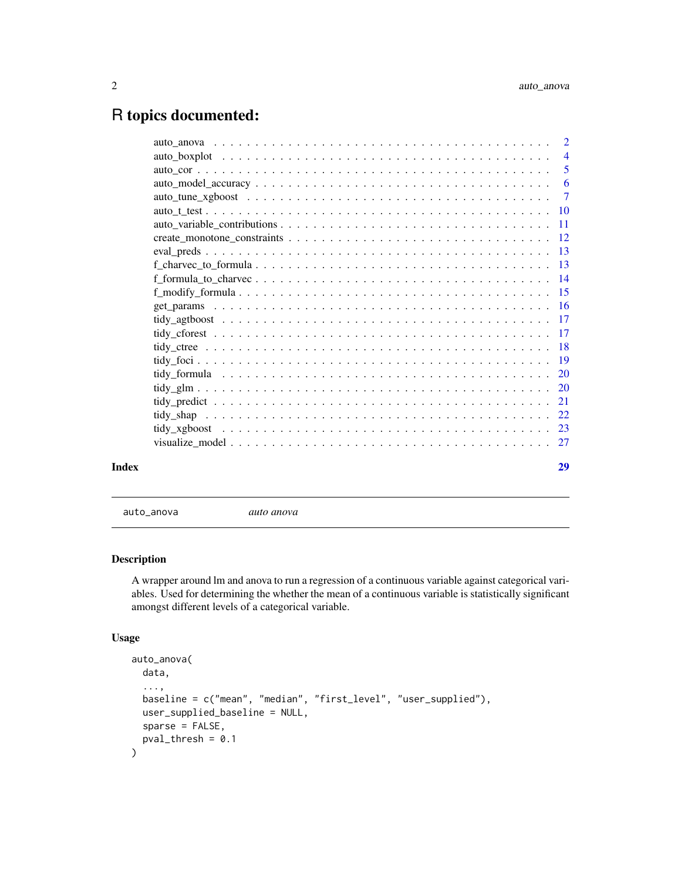# R topics documented:

| | |
|---|---|
| auto_anova | 2 |
| auto_boxplot | 4 |
| auto_cor | 5 |
| auto_model_accuracy | 6 |
| auto_tune_xgboost | 7 |
| auto_t_test | 10 |
| auto_variable_contributions | 11 |
| create_monotone_constraints | 12 |
| eval_preds | 13 |
| f_charvec_to_formula | 13 |
| f_formula_to_charvec | 14 |
| f_modify_formula | 15 |
| get_params | 16 |
| tidy_agtboost | 17 |
| tidy_cforest | 17 |
| tidy_ctree | 18 |
| tidy_foci | 19 |
| tidy_formula | 20 |
| tidy_glm | 20 |
| tidy_predict | 21 |
| tidy_shap | 22 |
| tidy_xgboost | 23 |
| visualize_model | 27 |

**Index** **29**

---

`auto_anova` *auto anova*

---

### Description

A wrapper around lm and anova to run a regression of a continuous variable against categorical variables. Used for determining the whether the mean of a continuous variable is statistically significant amongst different levels of a categorical variable.

### Usage

```
auto_anova(
  data,
  ...,
  baseline = c("mean", "median", "first_level", "user_supplied"),
  user_supplied_baseline = NULL,
  sparse = FALSE,
  pval_thresh = 0.1
)
```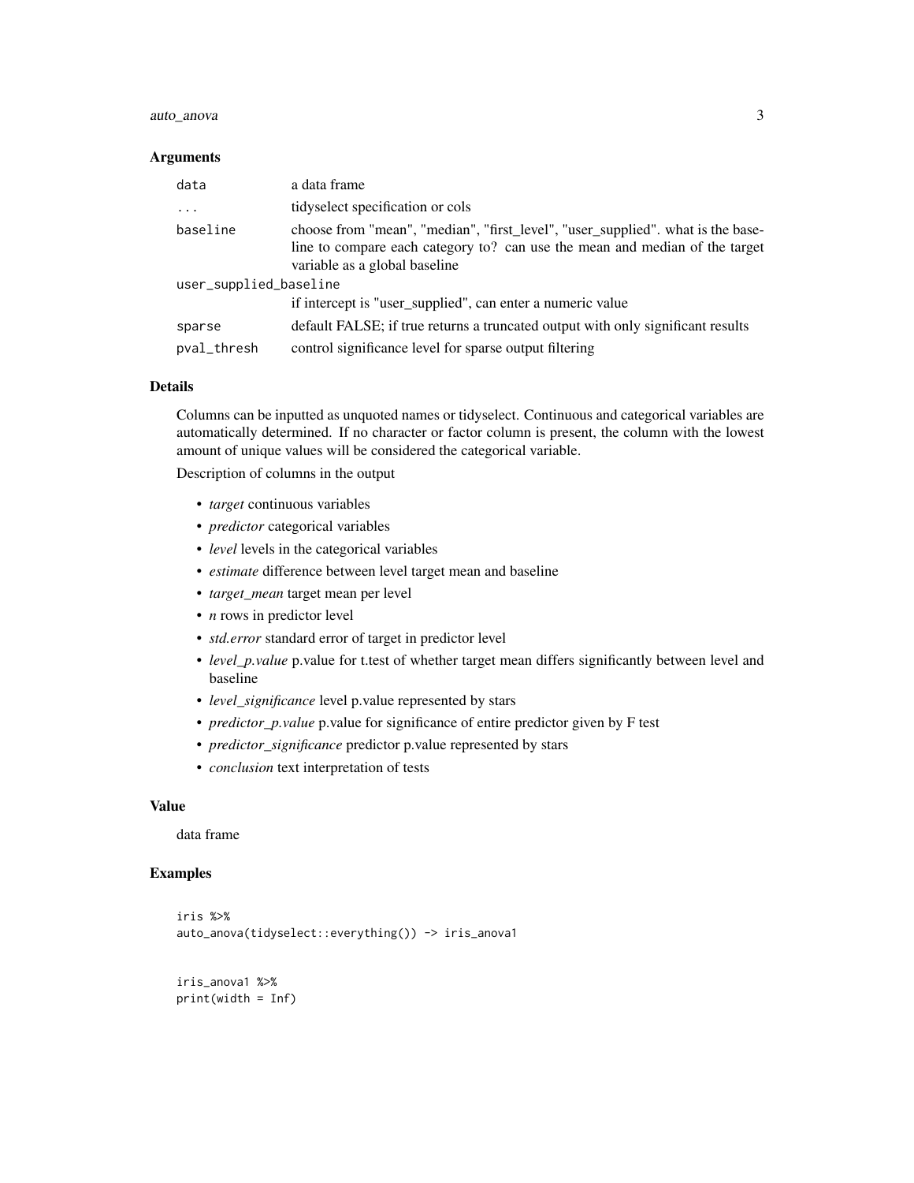### Arguments

| | |
|---|---|
| `data` | a data frame |
| `...` | tidyselect specification or cols |
| `baseline` | choose from "mean", "median", "first_level", "user_supplied". what is the baseline to compare each category to? can use the mean and median of the target variable as a global baseline |
| `user_supplied_baseline` | if intercept is "user_supplied", can enter a numeric value |
| `sparse` | default FALSE; if true returns a truncated output with only significant results |
| `pval_thresh` | control significance level for sparse output filtering |

### Details

Columns can be inputted as unquoted names or tidyselect. Continuous and categorical variables are automatically determined. If no character or factor column is present, the column with the lowest amount of unique values will be considered the categorical variable.

Description of columns in the output

- *target* continuous variables
- *predictor* categorical variables
- *level* levels in the categorical variables
- *estimate* difference between level target mean and baseline
- *target_mean* target mean per level
- *n* rows in predictor level
- *std.error* standard error of target in predictor level
- *level_p.value* p.value for t.test of whether target mean differs significantly between level and baseline
- *level_significance* level p.value represented by stars
- *predictor_p.value* p.value for significance of entire predictor given by F test
- *predictor_significance* predictor p.value represented by stars
- *conclusion* text interpretation of tests

### Value

data frame

### Examples

```
iris %>%
auto_anova(tidyselect::everything()) -> iris_anova1


iris_anova1 %>%
print(width = Inf)
```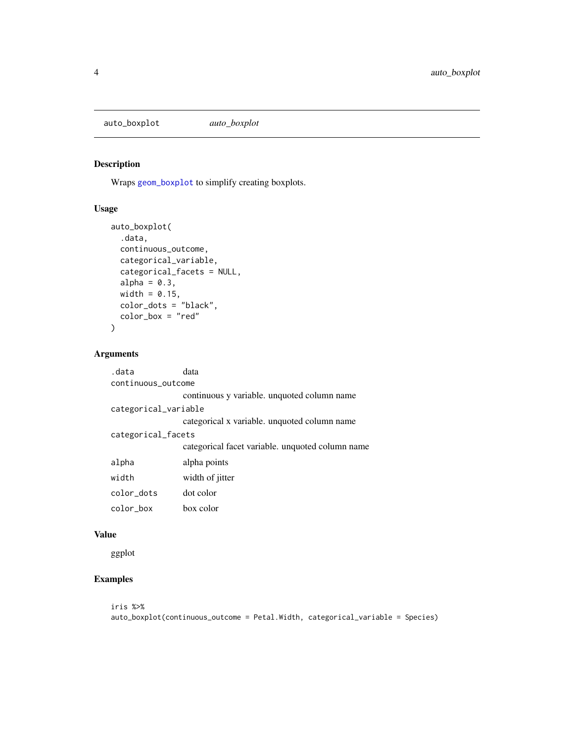## auto_boxplot *auto_boxplot*

### Description

Wraps `geom_boxplot` to simplify creating boxplots.

### Usage

```
auto_boxplot(
  .data,
  continuous_outcome,
  categorical_variable,
  categorical_facets = NULL,
  alpha = 0.3,
  width = 0.15,
  color_dots = "black",
  color_box = "red"
)
```

### Arguments

| Argument | Description |
| --- | --- |
| `.data` | data |
| `continuous_outcome` | continuous y variable. unquoted column name |
| `categorical_variable` | categorical x variable. unquoted column name |
| `categorical_facets` | categorical facet variable. unquoted column name |
| `alpha` | alpha points |
| `width` | width of jitter |
| `color_dots` | dot color |
| `color_box` | box color |

### Value

ggplot

### Examples

```
iris %>%
auto_boxplot(continuous_outcome = Petal.Width, categorical_variable = Species)
```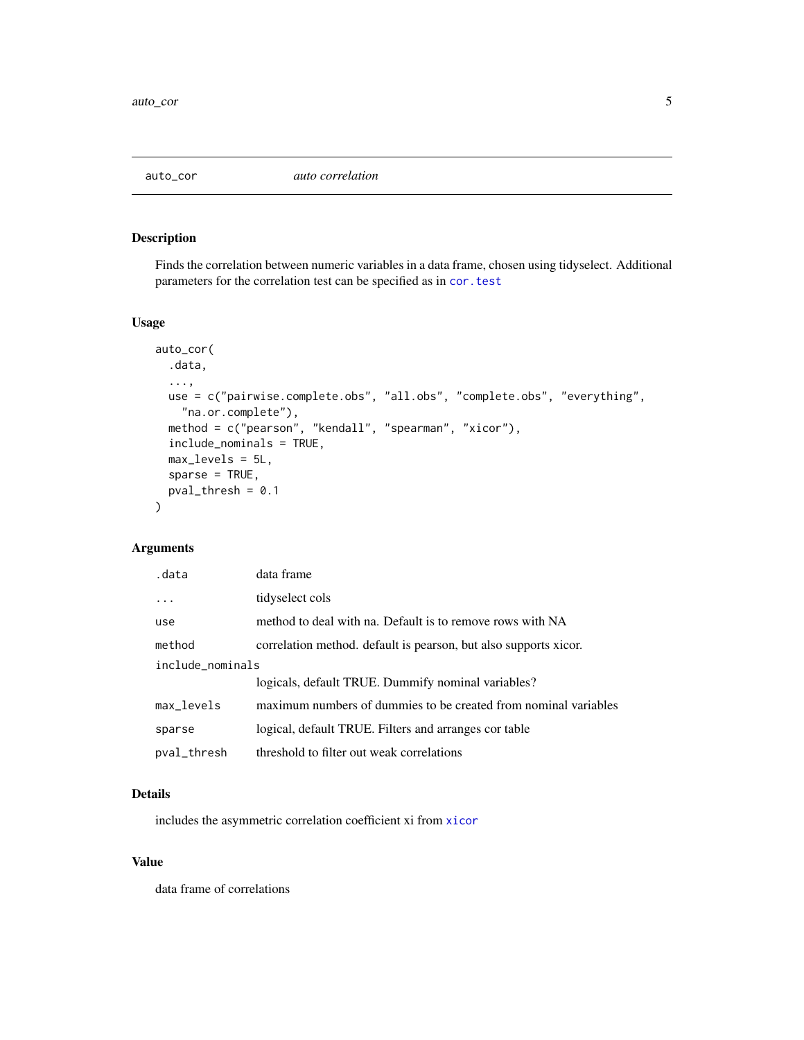## auto_cor — *auto correlation*

### Description

Finds the correlation between numeric variables in a data frame, chosen using tidyselect. Additional parameters for the correlation test can be specified as in `cor.test`

### Usage

```
auto_cor(
  .data,
  ...,
  use = c("pairwise.complete.obs", "all.obs", "complete.obs", "everything",
    "na.or.complete"),
  method = c("pearson", "kendall", "spearman", "xicor"),
  include_nominals = TRUE,
  max_levels = 5L,
  sparse = TRUE,
  pval_thresh = 0.1
)
```

### Arguments

| Argument | Description |
| --- | --- |
| `.data` | data frame |
| `...` | tidyselect cols |
| `use` | method to deal with na. Default is to remove rows with NA |
| `method` | correlation method. default is pearson, but also supports xicor. |
| `include_nominals` | logicals, default TRUE. Dummify nominal variables? |
| `max_levels` | maximum numbers of dummies to be created from nominal variables |
| `sparse` | logical, default TRUE. Filters and arranges cor table |
| `pval_thresh` | threshold to filter out weak correlations |

### Details

includes the asymmetric correlation coefficient xi from `xicor`

### Value

data frame of correlations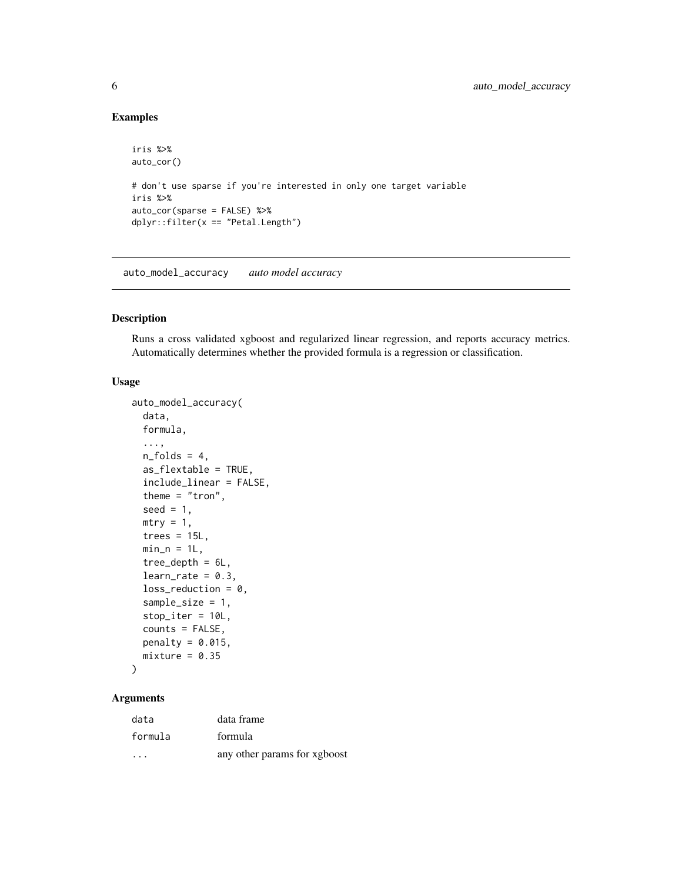## Examples

```
iris %>%
auto_cor()

# don't use sparse if you're interested in only one target variable
iris %>%
auto_cor(sparse = FALSE) %>%
dplyr::filter(x == "Petal.Length")
```

---

# auto_model_accuracy *auto model accuracy*

---

## Description

Runs a cross validated xgboost and regularized linear regression, and reports accuracy metrics. Automatically determines whether the provided formula is a regression or classification.

## Usage

```
auto_model_accuracy(
  data,
  formula,
  ...,
  n_folds = 4,
  as_flextable = TRUE,
  include_linear = FALSE,
  theme = "tron",
  seed = 1,
  mtry = 1,
  trees = 15L,
  min_n = 1L,
  tree_depth = 6L,
  learn_rate = 0.3,
  loss_reduction = 0,
  sample_size = 1,
  stop_iter = 10L,
  counts = FALSE,
  penalty = 0.015,
  mixture = 0.35
)
```

## Arguments

| | |
|---|---|
| `data` | data frame |
| `formula` | formula |
| `...` | any other params for xgboost |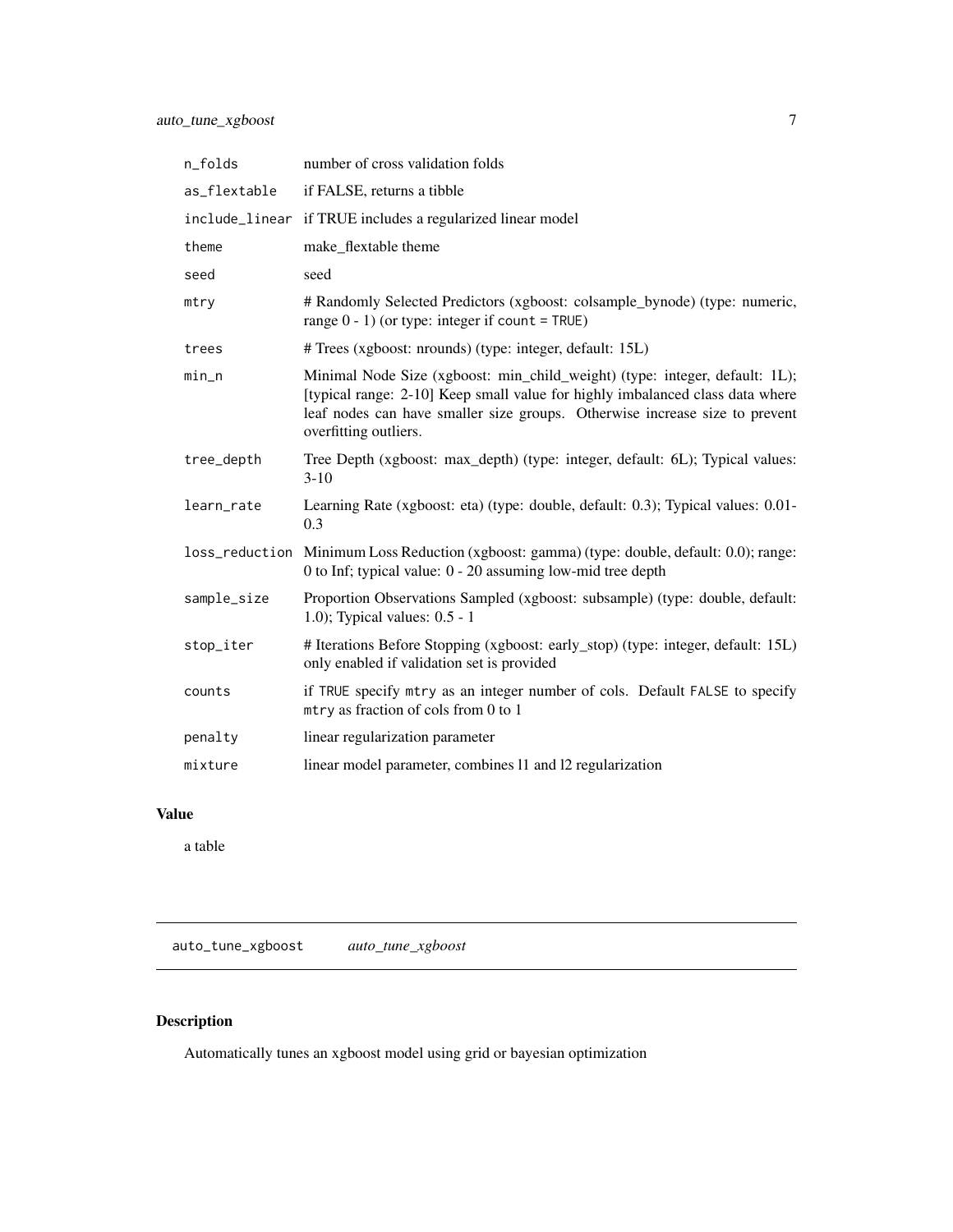| | |
|---|---|
| n_folds | number of cross validation folds |
| as_flextable | if FALSE, returns a tibble |
| include_linear | if TRUE includes a regularized linear model |
| theme | make_flextable theme |
| seed | seed |
| mtry | # Randomly Selected Predictors (xgboost: colsample_bynode) (type: numeric, range 0 - 1) (or type: integer if count = TRUE) |
| trees | # Trees (xgboost: nrounds) (type: integer, default: 15L) |
| min_n | Minimal Node Size (xgboost: min_child_weight) (type: integer, default: 1L); [typical range: 2-10] Keep small value for highly imbalanced class data where leaf nodes can have smaller size groups. Otherwise increase size to prevent overfitting outliers. |
| tree_depth | Tree Depth (xgboost: max_depth) (type: integer, default: 6L); Typical values: 3-10 |
| learn_rate | Learning Rate (xgboost: eta) (type: double, default: 0.3); Typical values: 0.01-0.3 |
| loss_reduction | Minimum Loss Reduction (xgboost: gamma) (type: double, default: 0.0); range: 0 to Inf; typical value: 0 - 20 assuming low-mid tree depth |
| sample_size | Proportion Observations Sampled (xgboost: subsample) (type: double, default: 1.0); Typical values: 0.5 - 1 |
| stop_iter | # Iterations Before Stopping (xgboost: early_stop) (type: integer, default: 15L) only enabled if validation set is provided |
| counts | if TRUE specify mtry as an integer number of cols. Default FALSE to specify mtry as fraction of cols from 0 to 1 |
| penalty | linear regularization parameter |
| mixture | linear model parameter, combines l1 and l2 regularization |

## Value

a table

---

auto_tune_xgboost *auto_tune_xgboost*

## Description

Automatically tunes an xgboost model using grid or bayesian optimization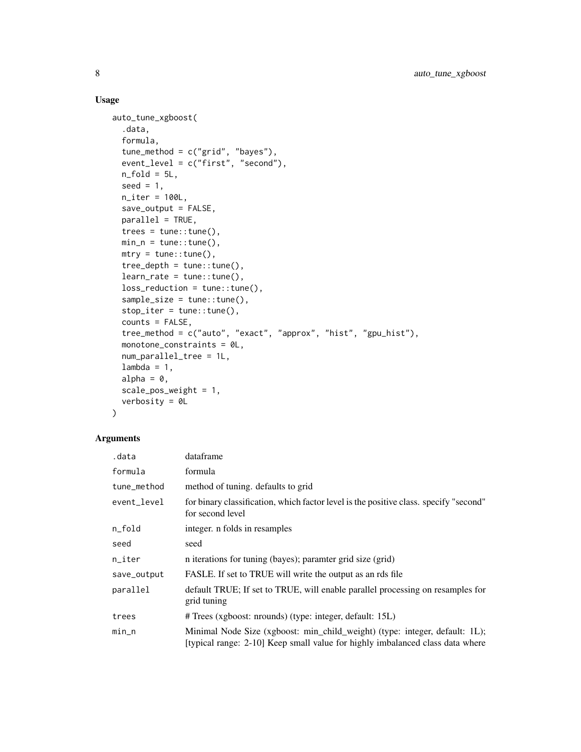## Usage

```
auto_tune_xgboost(
  .data,
  formula,
  tune_method = c("grid", "bayes"),
  event_level = c("first", "second"),
  n_fold = 5L,
  seed = 1,
  n_iter = 100L,
  save_output = FALSE,
  parallel = TRUE,
  trees = tune::tune(),
  min_n = tune::tune(),
  mtry = tune::tune(),
  tree_depth = tune::tune(),
  learn_rate = tune::tune(),
  loss_reduction = tune::tune(),
  sample_size = tune::tune(),
  stop_iter = tune::tune(),
  counts = FALSE,
  tree_method = c("auto", "exact", "approx", "hist", "gpu_hist"),
  monotone_constraints = 0L,
  num_parallel_tree = 1L,
  lambda = 1,
  alpha = 0,
  scale_pos_weight = 1,
  verbosity = 0L
)
```

## Arguments

| | |
|---|---|
| .data | dataframe |
| formula | formula |
| tune_method | method of tuning. defaults to grid |
| event_level | for binary classification, which factor level is the positive class. specify "second" for second level |
| n_fold | integer. n folds in resamples |
| seed | seed |
| n_iter | n iterations for tuning (bayes); paramter grid size (grid) |
| save_output | FASLE. If set to TRUE will write the output as an rds file |
| parallel | default TRUE; If set to TRUE, will enable parallel processing on resamples for grid tuning |
| trees | # Trees (xgboost: nrounds) (type: integer, default: 15L) |
| min_n | Minimal Node Size (xgboost: min_child_weight) (type: integer, default: 1L); [typical range: 2-10] Keep small value for highly imbalanced class data where |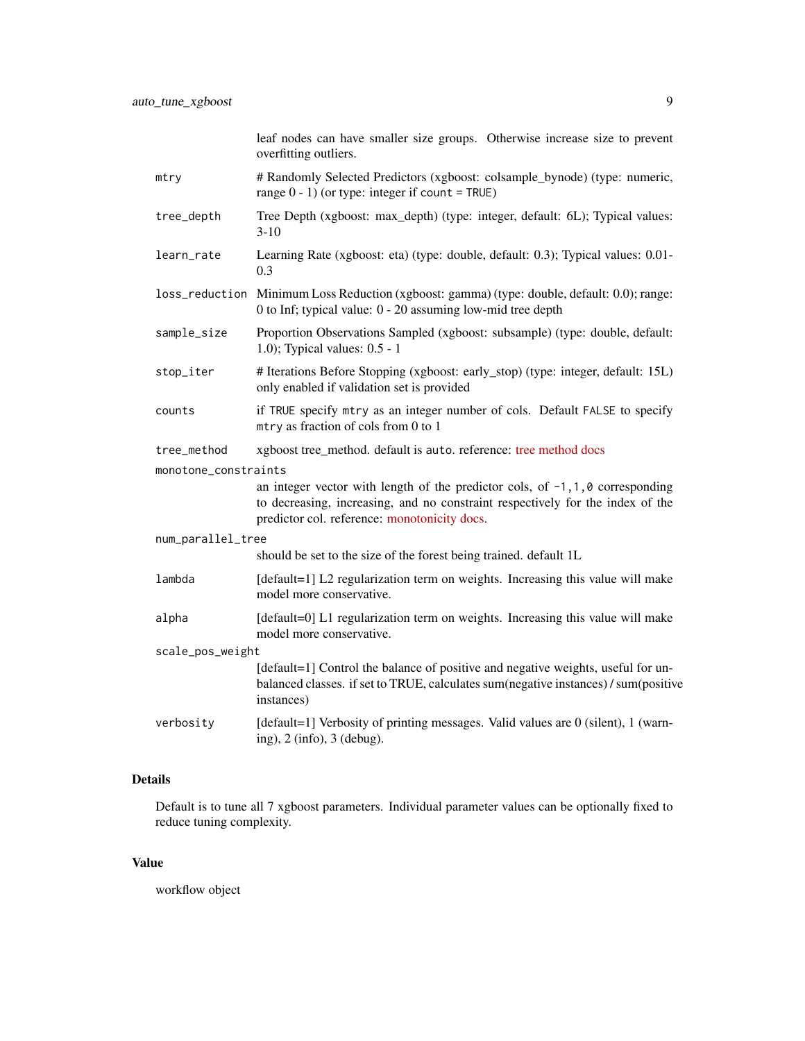leaf nodes can have smaller size groups. Otherwise increase size to prevent overfitting outliers.

| | |
|---|---|
| `mtry` | # Randomly Selected Predictors (xgboost: colsample_bynode) (type: numeric, range 0 - 1) (or type: integer if `count = TRUE`) |
| `tree_depth` | Tree Depth (xgboost: max_depth) (type: integer, default: 6L); Typical values: 3-10 |
| `learn_rate` | Learning Rate (xgboost: eta) (type: double, default: 0.3); Typical values: 0.01-0.3 |
| `loss_reduction` | Minimum Loss Reduction (xgboost: gamma) (type: double, default: 0.0); range: 0 to Inf; typical value: 0 - 20 assuming low-mid tree depth |
| `sample_size` | Proportion Observations Sampled (xgboost: subsample) (type: double, default: 1.0); Typical values: 0.5 - 1 |
| `stop_iter` | # Iterations Before Stopping (xgboost: early_stop) (type: integer, default: 15L) only enabled if validation set is provided |
| `counts` | if `TRUE` specify `mtry` as an integer number of cols. Default `FALSE` to specify `mtry` as fraction of cols from 0 to 1 |
| `tree_method` | xgboost tree_method. default is `auto`. reference: tree method docs |
| `monotone_constraints` | an integer vector with length of the predictor cols, of `-1,1,0` corresponding to decreasing, increasing, and no constraint respectively for the index of the predictor col. reference: monotonicity docs. |
| `num_parallel_tree` | should be set to the size of the forest being trained. default 1L |
| `lambda` | [default=1] L2 regularization term on weights. Increasing this value will make model more conservative. |
| `alpha` | [default=0] L1 regularization term on weights. Increasing this value will make model more conservative. |
| `scale_pos_weight` | [default=1] Control the balance of positive and negative weights, useful for unbalanced classes. if set to TRUE, calculates sum(negative instances) / sum(positive instances) |
| `verbosity` | [default=1] Verbosity of printing messages. Valid values are 0 (silent), 1 (warning), 2 (info), 3 (debug). |

## Details

Default is to tune all 7 xgboost parameters. Individual parameter values can be optionally fixed to reduce tuning complexity.

## Value

workflow object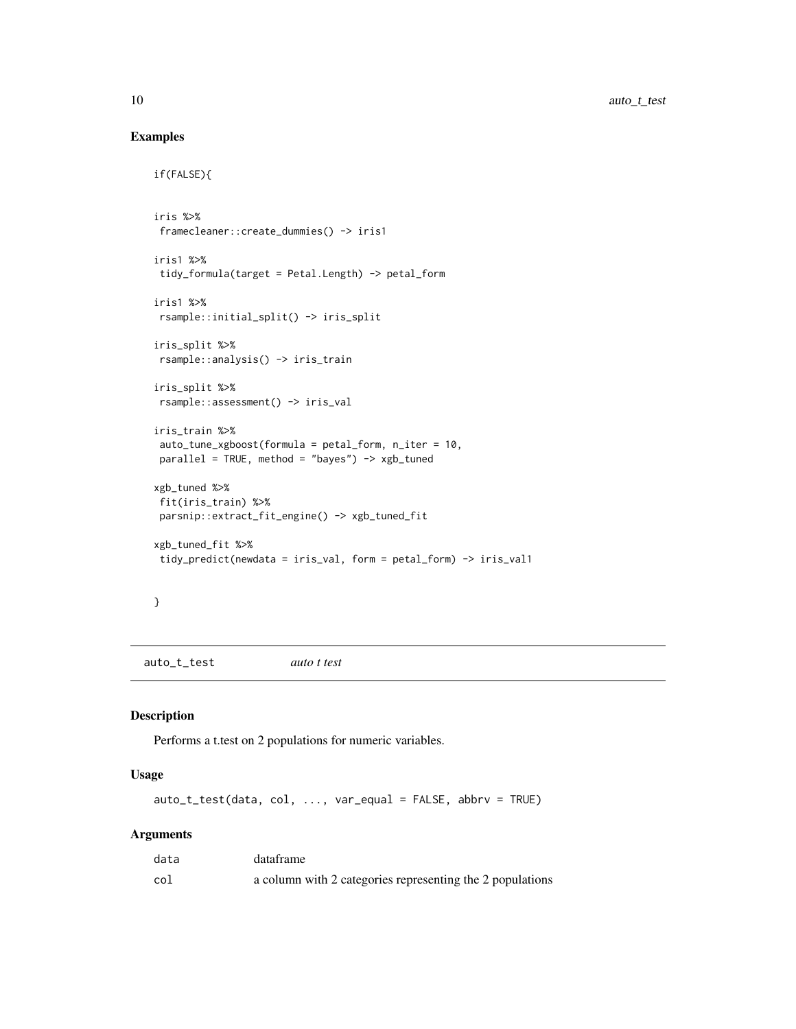## Examples

```
if(FALSE){


iris %>%
 framecleaner::create_dummies() -> iris1

iris1 %>%
 tidy_formula(target = Petal.Length) -> petal_form

iris1 %>%
 rsample::initial_split() -> iris_split

iris_split %>%
 rsample::analysis() -> iris_train

iris_split %>%
 rsample::assessment() -> iris_val

iris_train %>%
 auto_tune_xgboost(formula = petal_form, n_iter = 10,
 parallel = TRUE, method = "bayes") -> xgb_tuned

xgb_tuned %>%
 fit(iris_train) %>%
 parsnip::extract_fit_engine() -> xgb_tuned_fit

xgb_tuned_fit %>%
 tidy_predict(newdata = iris_val, form = petal_form) -> iris_val1


}
```

---

auto_t_test *auto t test*

---

## Description

Performs a t.test on 2 populations for numeric variables.

## Usage

```
auto_t_test(data, col, ..., var_equal = FALSE, abbrv = TRUE)
```

## Arguments

| | |
|---|---|
| data | dataframe |
| col | a column with 2 categories representing the 2 populations |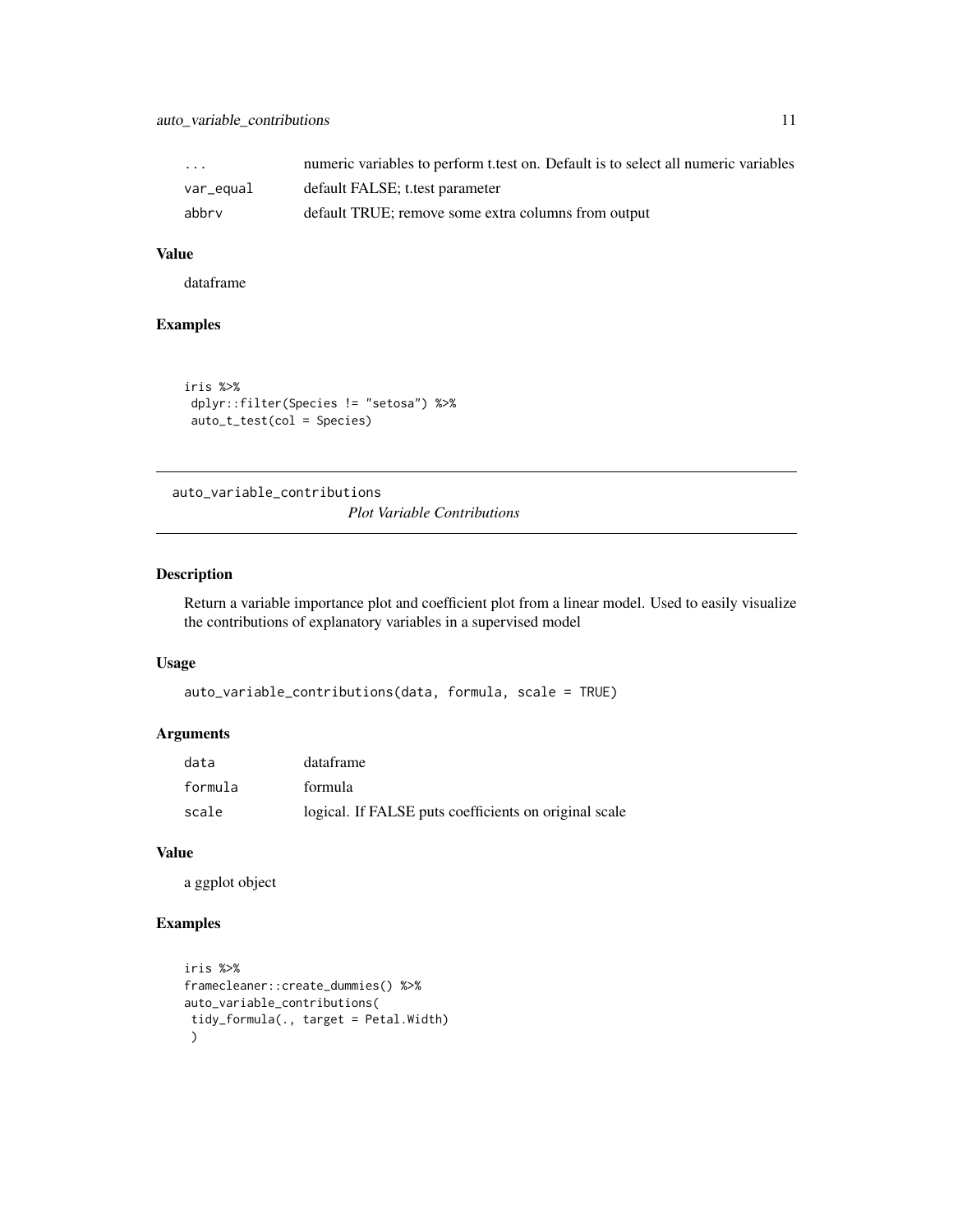| | |
|---|---|
| ... | numeric variables to perform t.test on. Default is to select all numeric variables |
| var_equal | default FALSE; t.test parameter |
| abbrv | default TRUE; remove some extra columns from output |

### Value

dataframe

### Examples

```
iris %>%
 dplyr::filter(Species != "setosa") %>%
 auto_t_test(col = Species)
```

---

## auto_variable_contributions

*Plot Variable Contributions*

---

### Description

Return a variable importance plot and coefficient plot from a linear model. Used to easily visualize the contributions of explanatory variables in a supervised model

### Usage

```
auto_variable_contributions(data, formula, scale = TRUE)
```

### Arguments

| | |
|---|---|
| data | dataframe |
| formula | formula |
| scale | logical. If FALSE puts coefficients on original scale |

### Value

a ggplot object

### Examples

```
iris %>%
framecleaner::create_dummies() %>%
auto_variable_contributions(
 tidy_formula(., target = Petal.Width)
 )
```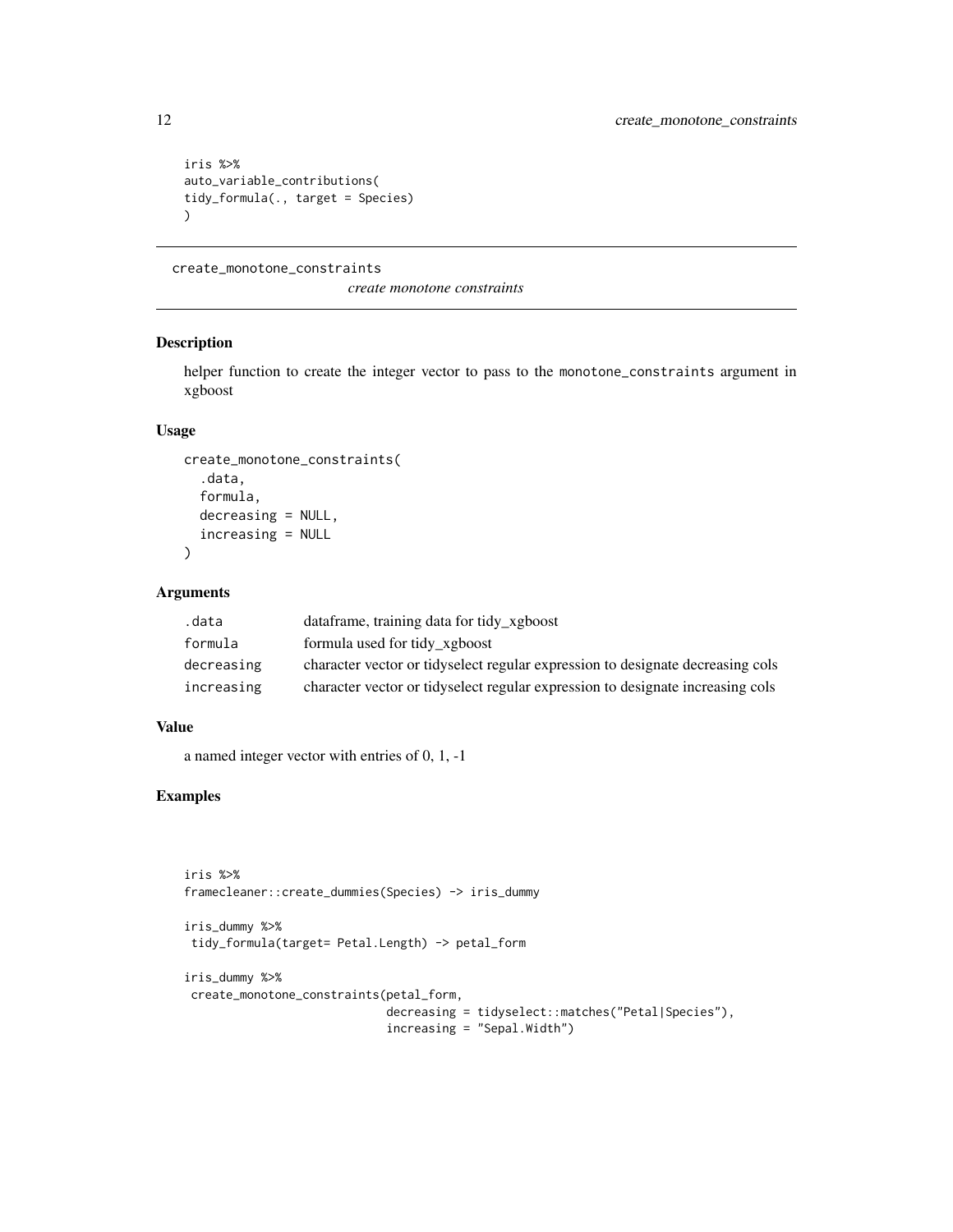```
iris %>%
auto_variable_contributions(
tidy_formula(., target = Species)
)
```

---

## create_monotone_constraints

*create monotone constraints*

---

### Description

helper function to create the integer vector to pass to the monotone_constraints argument in xgboost

### Usage

```
create_monotone_constraints(
  .data,
  formula,
  decreasing = NULL,
  increasing = NULL
)
```

### Arguments

| | |
|---|---|
| .data | dataframe, training data for tidy_xgboost |
| formula | formula used for tidy_xgboost |
| decreasing | character vector or tidyselect regular expression to designate decreasing cols |
| increasing | character vector or tidyselect regular expression to designate increasing cols |

### Value

a named integer vector with entries of 0, 1, -1

### Examples

```
iris %>%
framecleaner::create_dummies(Species) -> iris_dummy

iris_dummy %>%
 tidy_formula(target= Petal.Length) -> petal_form

iris_dummy %>%
 create_monotone_constraints(petal_form,
                            decreasing = tidyselect::matches("Petal|Species"),
                            increasing = "Sepal.Width")
```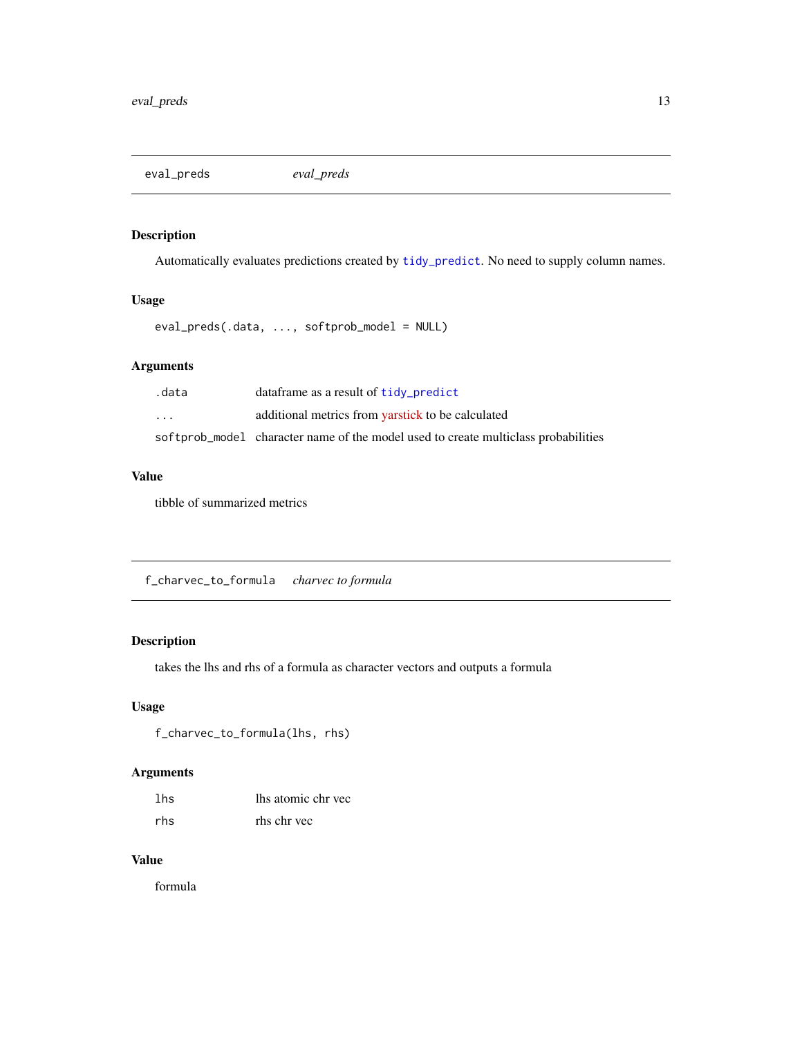## eval_preds — *eval_preds*

### Description

Automatically evaluates predictions created by `tidy_predict`. No need to supply column names.

### Usage

```
eval_preds(.data, ..., softprob_model = NULL)
```

### Arguments

| | |
|---|---|
| `.data` | dataframe as a result of `tidy_predict` |
| `...` | additional metrics from yarstick to be calculated |
| `softprob_model` | character name of the model used to create multiclass probabilities |

### Value

tibble of summarized metrics

## f_charvec_to_formula — *charvec to formula*

### Description

takes the lhs and rhs of a formula as character vectors and outputs a formula

### Usage

```
f_charvec_to_formula(lhs, rhs)
```

### Arguments

| | |
|---|---|
| `lhs` | lhs atomic chr vec |
| `rhs` | rhs chr vec |

### Value

formula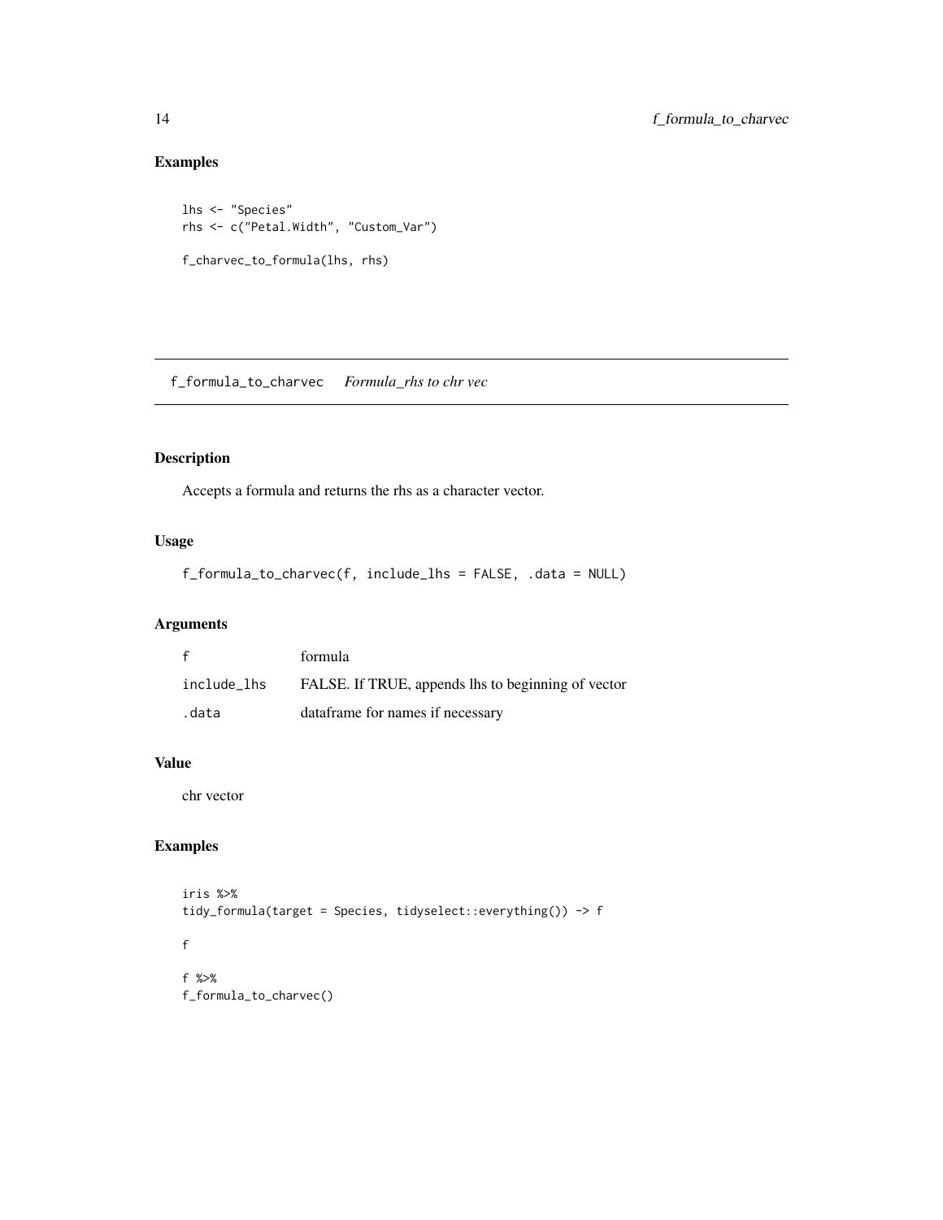## Examples

```
lhs <- "Species"
rhs <- c("Petal.Width", "Custom_Var")

f_charvec_to_formula(lhs, rhs)
```

---

# f_formula_to_charvec *Formula_rhs to chr vec*

---

## Description

Accepts a formula and returns the rhs as a character vector.

## Usage

```
f_formula_to_charvec(f, include_lhs = FALSE, .data = NULL)
```

## Arguments

| | |
|---|---|
| f | formula |
| include_lhs | FALSE. If TRUE, appends lhs to beginning of vector |
| .data | dataframe for names if necessary |

## Value

chr vector

## Examples

```
iris %>%
tidy_formula(target = Species, tidyselect::everything()) -> f

f

f %>%
f_formula_to_charvec()
```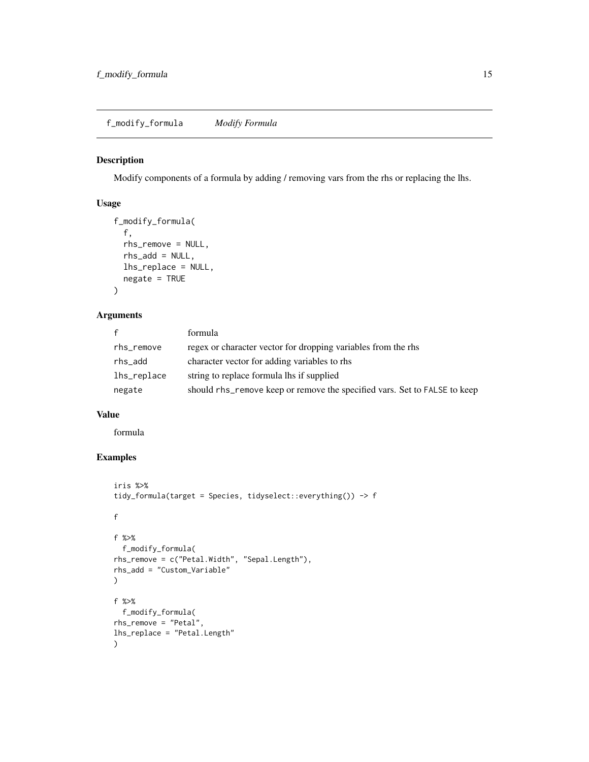## f_modify_formula — *Modify Formula*

### Description

Modify components of a formula by adding / removing vars from the rhs or replacing the lhs.

### Usage

```
f_modify_formula(
  f,
  rhs_remove = NULL,
  rhs_add = NULL,
  lhs_replace = NULL,
  negate = TRUE
)
```

### Arguments

| Argument | Description |
| --- | --- |
| `f` | formula |
| `rhs_remove` | regex or character vector for dropping variables from the rhs |
| `rhs_add` | character vector for adding variables to rhs |
| `lhs_replace` | string to replace formula lhs if supplied |
| `negate` | should `rhs_remove` keep or remove the specified vars. Set to `FALSE` to keep |

### Value

formula

### Examples

```
iris %>%
tidy_formula(target = Species, tidyselect::everything()) -> f

f

f %>%
  f_modify_formula(
rhs_remove = c("Petal.Width", "Sepal.Length"),
rhs_add = "Custom_Variable"
)

f %>%
  f_modify_formula(
rhs_remove = "Petal",
lhs_replace = "Petal.Length"
)
```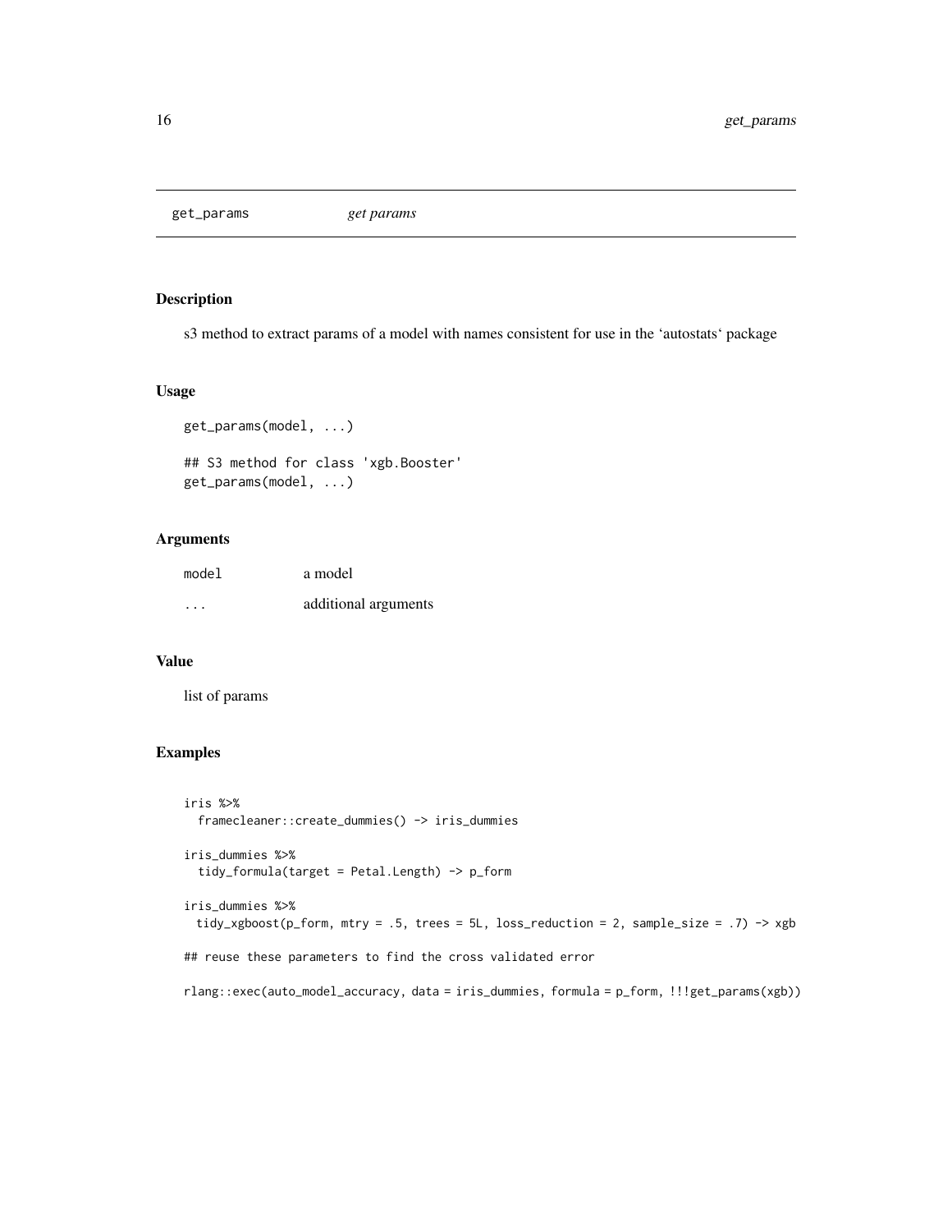# get_params *get params*

## Description

s3 method to extract params of a model with names consistent for use in the 'autostats' package

## Usage

```
get_params(model, ...)

## S3 method for class 'xgb.Booster'
get_params(model, ...)
```

## Arguments

| | |
|---|---|
| model | a model |
| ... | additional arguments |

## Value

list of params

## Examples

```
iris %>%
  framecleaner::create_dummies() -> iris_dummies

iris_dummies %>%
  tidy_formula(target = Petal.Length) -> p_form

iris_dummies %>%
  tidy_xgboost(p_form, mtry = .5, trees = 5L, loss_reduction = 2, sample_size = .7) -> xgb

## reuse these parameters to find the cross validated error

rlang::exec(auto_model_accuracy, data = iris_dummies, formula = p_form, !!!get_params(xgb))
```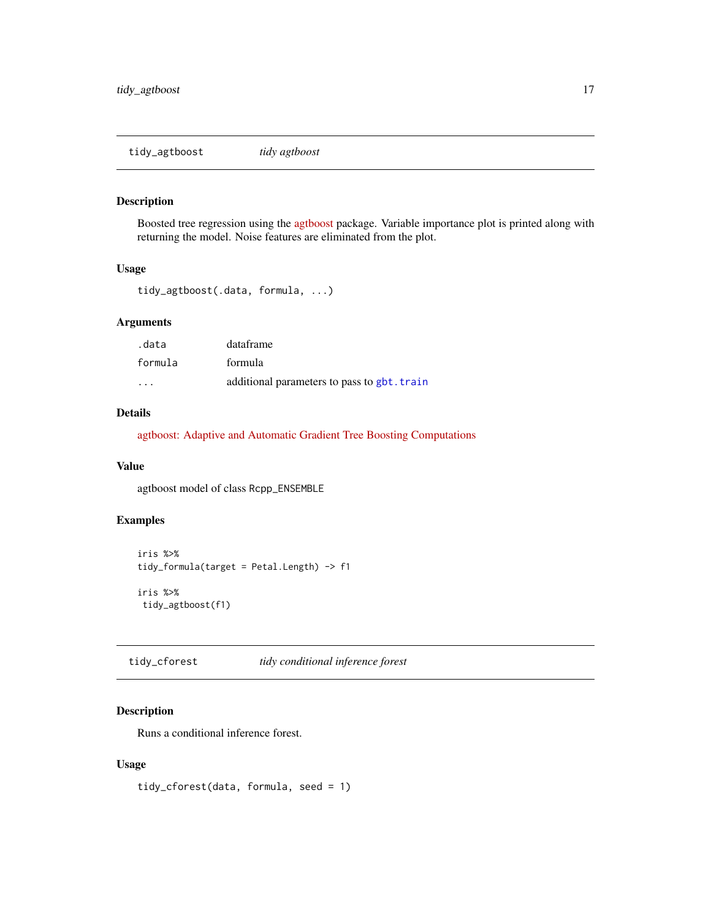## tidy_agtboost — *tidy agtboost*

### Description

Boosted tree regression using the agtboost package. Variable importance plot is printed along with returning the model. Noise features are eliminated from the plot.

### Usage

```
tidy_agtboost(.data, formula, ...)
```

### Arguments

| | |
|---|---|
| `.data` | dataframe |
| `formula` | formula |
| `...` | additional parameters to pass to `gbt.train` |

### Details

agtboost: Adaptive and Automatic Gradient Tree Boosting Computations

### Value

agtboost model of class `Rcpp_ENSEMBLE`

### Examples

```
iris %>%
tidy_formula(target = Petal.Length) -> f1

iris %>%
 tidy_agtboost(f1)
```

## tidy_cforest — *tidy conditional inference forest*

### Description

Runs a conditional inference forest.

### Usage

```
tidy_cforest(data, formula, seed = 1)
```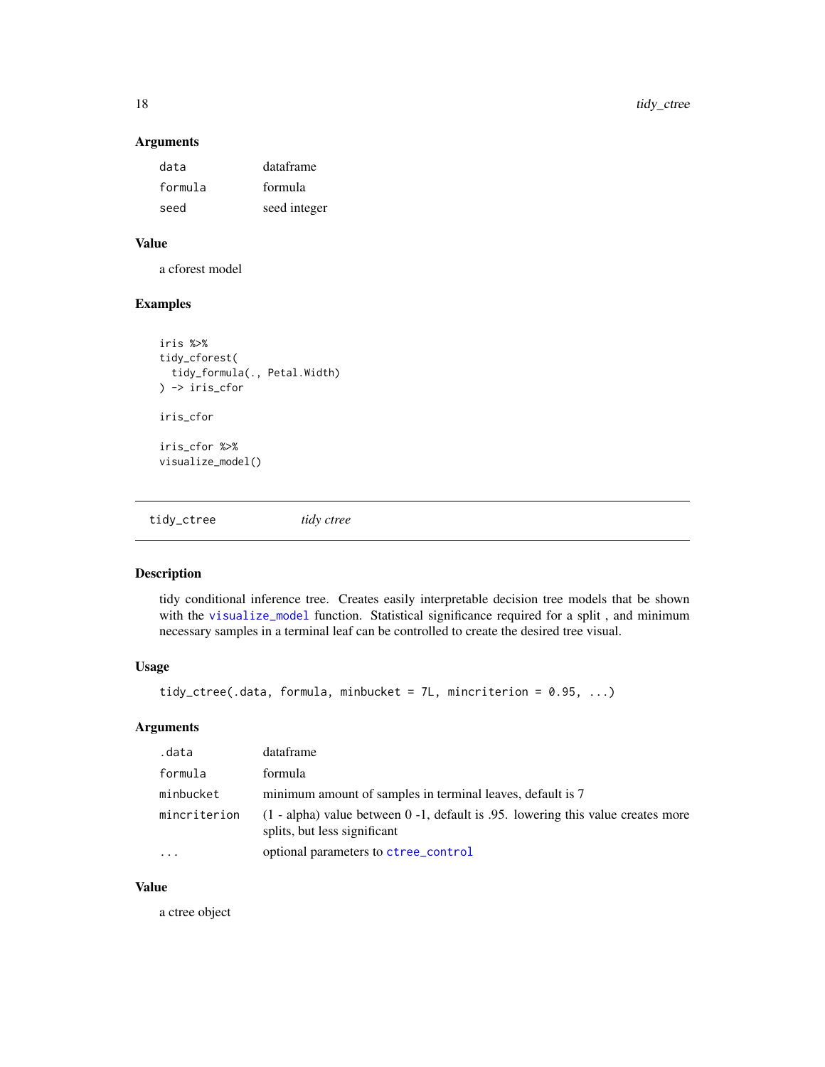### Arguments

| | |
|---|---|
| data | dataframe |
| formula | formula |
| seed | seed integer |

### Value

a cforest model

### Examples

```
iris %>%
tidy_cforest(
  tidy_formula(., Petal.Width)
) -> iris_cfor

iris_cfor

iris_cfor %>%
visualize_model()
```

---

## tidy_ctree *tidy ctree*

---

### Description

tidy conditional inference tree. Creates easily interpretable decision tree models that be shown with the visualize_model function. Statistical significance required for a split , and minimum necessary samples in a terminal leaf can be controlled to create the desired tree visual.

### Usage

```
tidy_ctree(.data, formula, minbucket = 7L, mincriterion = 0.95, ...)
```

### Arguments

| | |
|---|---|
| .data | dataframe |
| formula | formula |
| minbucket | minimum amount of samples in terminal leaves, default is 7 |
| mincriterion | (1 - alpha) value between 0 -1, default is .95. lowering this value creates more splits, but less significant |
| ... | optional parameters to ctree_control |

### Value

a ctree object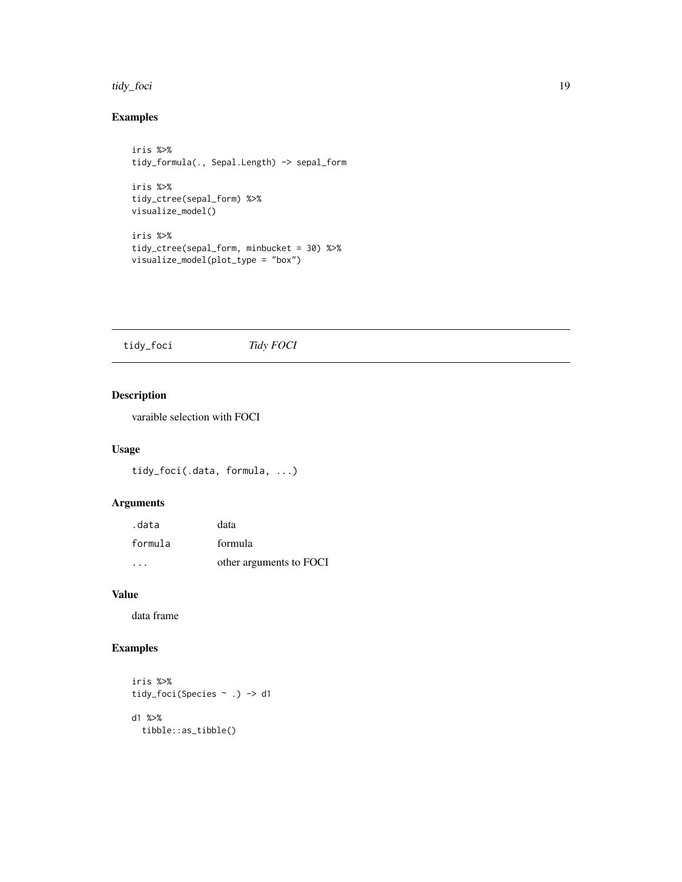## Examples

```
iris %>%
tidy_formula(., Sepal.Length) -> sepal_form

iris %>%
tidy_ctree(sepal_form) %>%
visualize_model()

iris %>%
tidy_ctree(sepal_form, minbucket = 30) %>%
visualize_model(plot_type = "box")
```

---

# tidy_foci    *Tidy FOCI*

---

## Description

varaible selection with FOCI

## Usage

```
tidy_foci(.data, formula, ...)
```

## Arguments

| | |
|---|---|
| .data | data |
| formula | formula |
| ... | other arguments to FOCI |

## Value

data frame

## Examples

```
iris %>%
tidy_foci(Species ~ .) -> d1

d1 %>%
  tibble::as_tibble()
```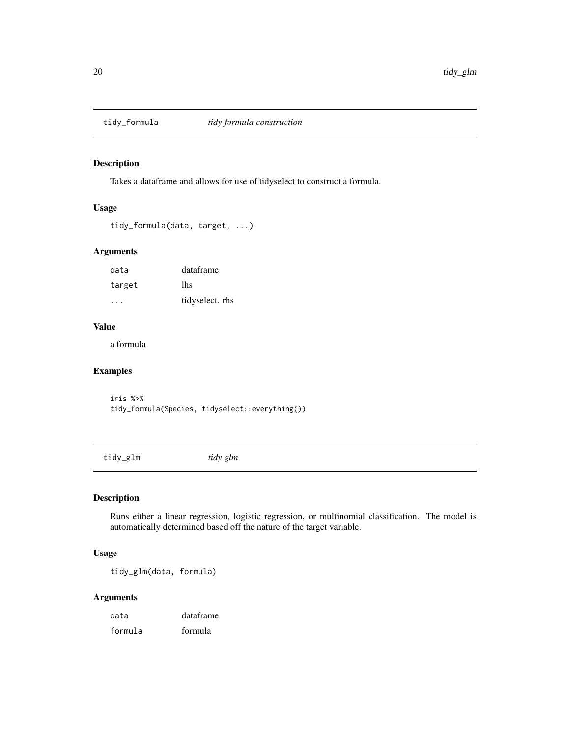## tidy_formula — *tidy formula construction*

### Description

Takes a dataframe and allows for use of tidyselect to construct a formula.

### Usage

```
tidy_formula(data, target, ...)
```

### Arguments

| | |
|---|---|
| `data` | dataframe |
| `target` | lhs |
| `...` | tidyselect. rhs |

### Value

a formula

### Examples

```
iris %>%
tidy_formula(Species, tidyselect::everything())
```

## tidy_glm — *tidy glm*

### Description

Runs either a linear regression, logistic regression, or multinomial classification. The model is automatically determined based off the nature of the target variable.

### Usage

```
tidy_glm(data, formula)
```

### Arguments

| | |
|---|---|
| `data` | dataframe |
| `formula` | formula |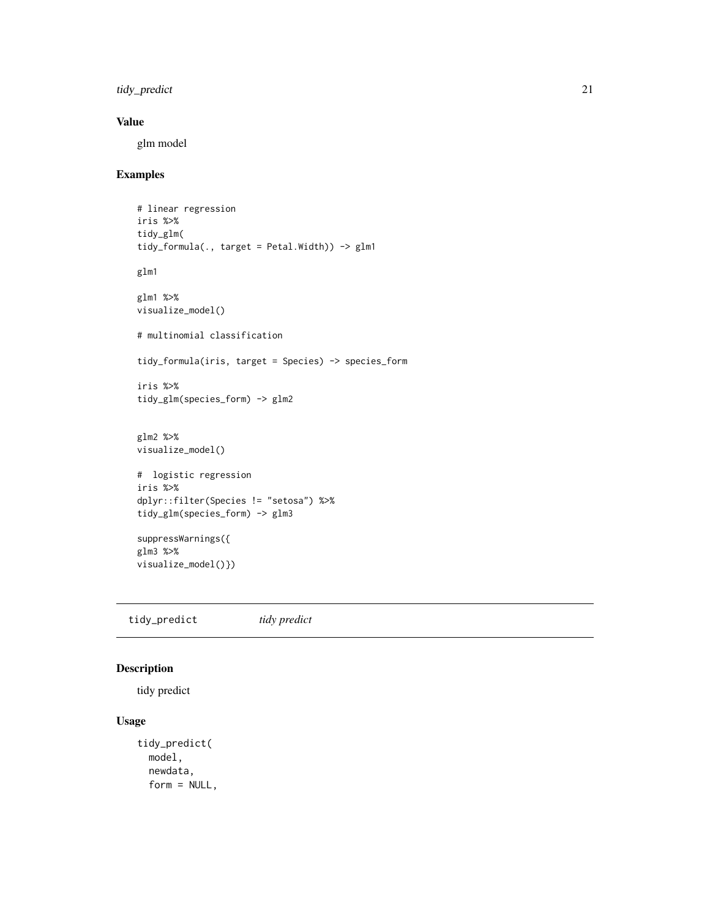## Value

glm model

## Examples

```
# linear regression
iris %>%
tidy_glm(
tidy_formula(., target = Petal.Width)) -> glm1

glm1

glm1 %>%
visualize_model()

# multinomial classification

tidy_formula(iris, target = Species) -> species_form

iris %>%
tidy_glm(species_form) -> glm2


glm2 %>%
visualize_model()

#  logistic regression
iris %>%
dplyr::filter(Species != "setosa") %>%
tidy_glm(species_form) -> glm3

suppressWarnings({
glm3 %>%
visualize_model()})
```

---

# tidy_predict *tidy predict*

## Description

tidy predict

## Usage

```
tidy_predict(
  model,
  newdata,
  form = NULL,
```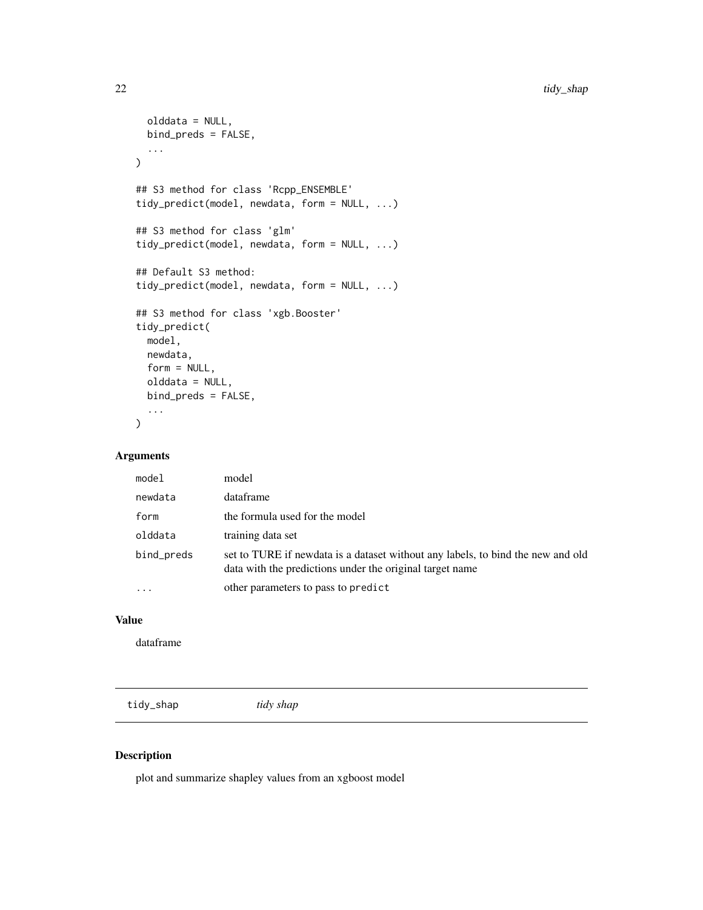```
  olddata = NULL,
  bind_preds = FALSE,
  ...
)

## S3 method for class 'Rcpp_ENSEMBLE'
tidy_predict(model, newdata, form = NULL, ...)

## S3 method for class 'glm'
tidy_predict(model, newdata, form = NULL, ...)

## Default S3 method:
tidy_predict(model, newdata, form = NULL, ...)

## S3 method for class 'xgb.Booster'
tidy_predict(
  model,
  newdata,
  form = NULL,
  olddata = NULL,
  bind_preds = FALSE,
  ...
)
```

### Arguments

| | |
|---|---|
| `model` | model |
| `newdata` | dataframe |
| `form` | the formula used for the model |
| `olddata` | training data set |
| `bind_preds` | set to TURE if newdata is a dataset without any labels, to bind the new and old data with the predictions under the original target name |
| `...` | other parameters to pass to `predict` |

### Value

dataframe

---

## tidy_shap &nbsp;&nbsp;&nbsp; *tidy shap*

---

### Description

plot and summarize shapley values from an xgboost model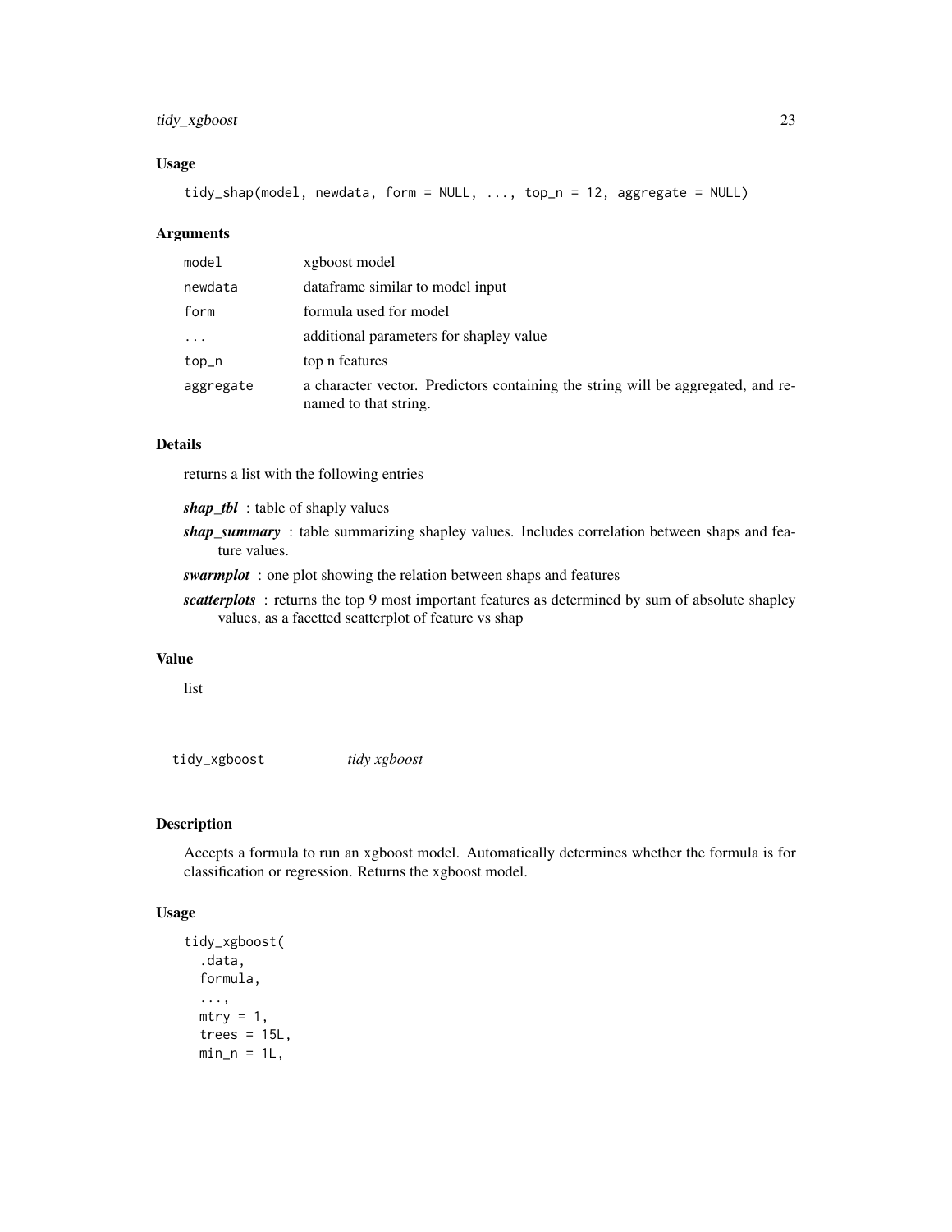### Usage

```
tidy_shap(model, newdata, form = NULL, ..., top_n = 12, aggregate = NULL)
```

### Arguments

| | |
|---|---|
| `model` | xgboost model |
| `newdata` | dataframe similar to model input |
| `form` | formula used for model |
| `...` | additional parameters for shapley value |
| `top_n` | top n features |
| `aggregate` | a character vector. Predictors containing the string will be aggregated, and renamed to that string. |

### Details

returns a list with the following entries

- ***shap_tbl*** : table of shaply values
- ***shap_summary*** : table summarizing shapley values. Includes correlation between shaps and feature values.
- ***swarmplot*** : one plot showing the relation between shaps and features
- ***scatterplots*** : returns the top 9 most important features as determined by sum of absolute shapley values, as a facetted scatterplot of feature vs shap

### Value

list

## tidy_xgboost    *tidy xgboost*

### Description

Accepts a formula to run an xgboost model. Automatically determines whether the formula is for classification or regression. Returns the xgboost model.

### Usage

```
tidy_xgboost(
  .data,
  formula,
  ...,
  mtry = 1,
  trees = 15L,
  min_n = 1L,
```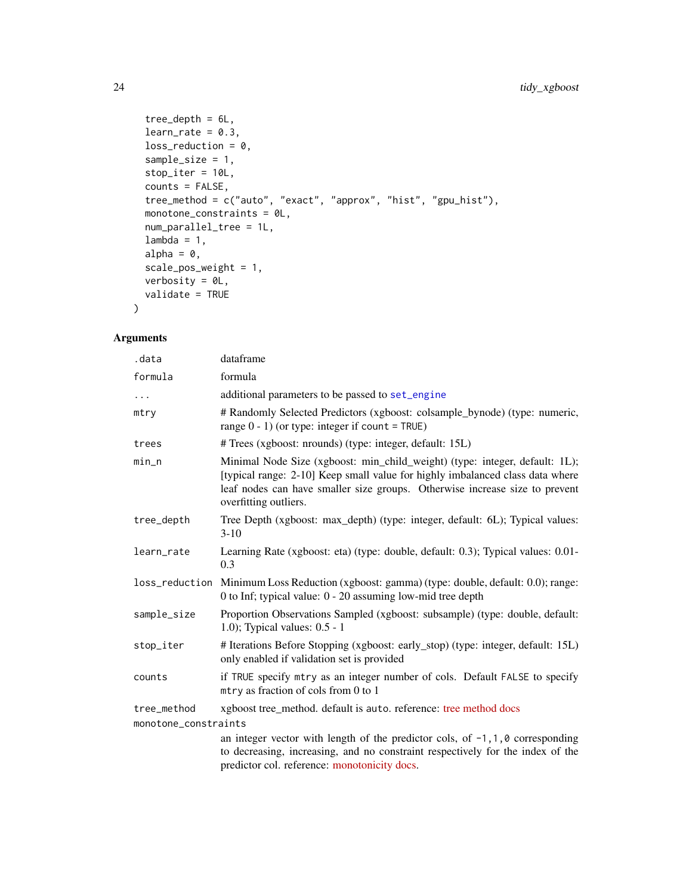```
  tree_depth = 6L,
  learn_rate = 0.3,
  loss_reduction = 0,
  sample_size = 1,
  stop_iter = 10L,
  counts = FALSE,
  tree_method = c("auto", "exact", "approx", "hist", "gpu_hist"),
  monotone_constraints = 0L,
  num_parallel_tree = 1L,
  lambda = 1,
  alpha = 0,
  scale_pos_weight = 1,
  verbosity = 0L,
  validate = TRUE
)
```

## Arguments

| Argument | Description |
|---|---|
| `.data` | dataframe |
| `formula` | formula |
| `...` | additional parameters to be passed to `set_engine` |
| `mtry` | # Randomly Selected Predictors (xgboost: colsample_bynode) (type: numeric, range 0 - 1) (or type: integer if `count = TRUE`) |
| `trees` | # Trees (xgboost: nrounds) (type: integer, default: 15L) |
| `min_n` | Minimal Node Size (xgboost: min_child_weight) (type: integer, default: 1L); [typical range: 2-10] Keep small value for highly imbalanced class data where leaf nodes can have smaller size groups. Otherwise increase size to prevent overfitting outliers. |
| `tree_depth` | Tree Depth (xgboost: max_depth) (type: integer, default: 6L); Typical values: 3-10 |
| `learn_rate` | Learning Rate (xgboost: eta) (type: double, default: 0.3); Typical values: 0.01-0.3 |
| `loss_reduction` | Minimum Loss Reduction (xgboost: gamma) (type: double, default: 0.0); range: 0 to Inf; typical value: 0 - 20 assuming low-mid tree depth |
| `sample_size` | Proportion Observations Sampled (xgboost: subsample) (type: double, default: 1.0); Typical values: 0.5 - 1 |
| `stop_iter` | # Iterations Before Stopping (xgboost: early_stop) (type: integer, default: 15L) only enabled if validation set is provided |
| `counts` | if `TRUE` specify `mtry` as an integer number of cols. Default `FALSE` to specify `mtry` as fraction of cols from 0 to 1 |
| `tree_method` | xgboost tree_method. default is `auto`. reference: tree method docs |
| `monotone_constraints` | an integer vector with length of the predictor cols, of `-1,1,0` corresponding to decreasing, increasing, and no constraint respectively for the index of the predictor col. reference: monotonicity docs. |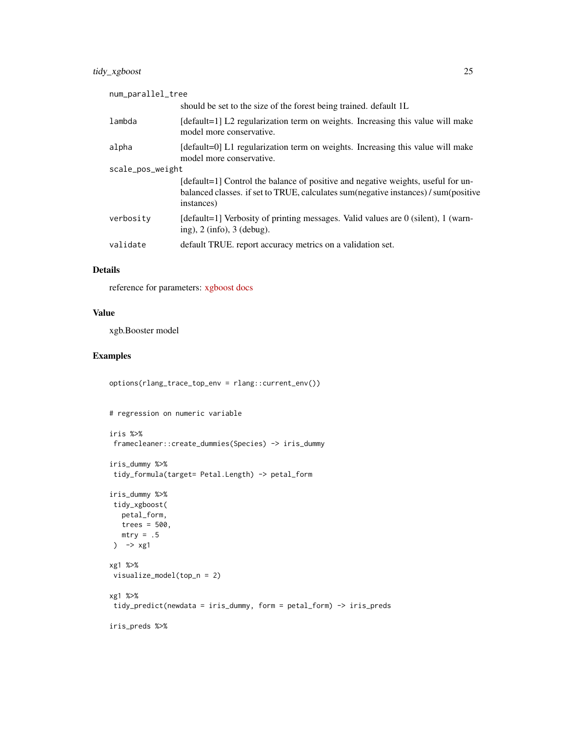| | |
|---|---|
| num_parallel_tree | should be set to the size of the forest being trained. default 1L |
| lambda | [default=1] L2 regularization term on weights. Increasing this value will make model more conservative. |
| alpha | [default=0] L1 regularization term on weights. Increasing this value will make model more conservative. |
| scale_pos_weight | [default=1] Control the balance of positive and negative weights, useful for unbalanced classes. if set to TRUE, calculates sum(negative instances) / sum(positive instances) |
| verbosity | [default=1] Verbosity of printing messages. Valid values are 0 (silent), 1 (warning), 2 (info), 3 (debug). |
| validate | default TRUE. report accuracy metrics on a validation set. |

## Details

reference for parameters: xgboost docs

## Value

xgb.Booster model

## Examples

```
options(rlang_trace_top_env = rlang::current_env())


# regression on numeric variable

iris %>%
 framecleaner::create_dummies(Species) -> iris_dummy

iris_dummy %>%
 tidy_formula(target= Petal.Length) -> petal_form

iris_dummy %>%
 tidy_xgboost(
   petal_form,
   trees = 500,
   mtry = .5
 )  -> xg1

xg1 %>%
 visualize_model(top_n = 2)

xg1 %>%
 tidy_predict(newdata = iris_dummy, form = petal_form) -> iris_preds

iris_preds %>%
```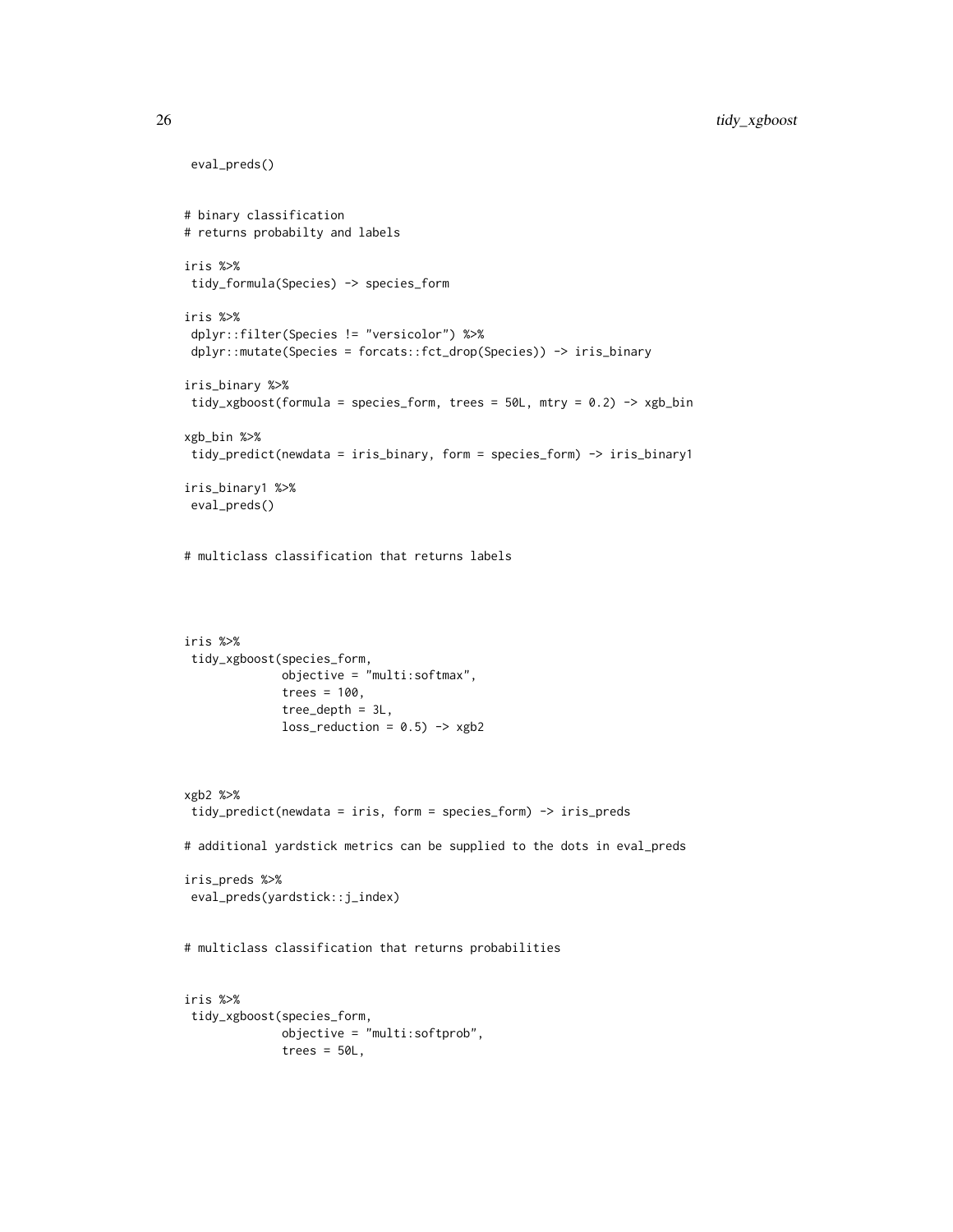```
 eval_preds()


# binary classification
# returns probabilty and labels

iris %>%
 tidy_formula(Species) -> species_form

iris %>%
 dplyr::filter(Species != "versicolor") %>%
 dplyr::mutate(Species = forcats::fct_drop(Species)) -> iris_binary

iris_binary %>%
 tidy_xgboost(formula = species_form, trees = 50L, mtry = 0.2) -> xgb_bin

xgb_bin %>%
 tidy_predict(newdata = iris_binary, form = species_form) -> iris_binary1

iris_binary1 %>%
 eval_preds()


# multiclass classification that returns labels




iris %>%
 tidy_xgboost(species_form,
              objective = "multi:softmax",
              trees = 100,
              tree_depth = 3L,
              loss_reduction = 0.5) -> xgb2



xgb2 %>%
 tidy_predict(newdata = iris, form = species_form) -> iris_preds

# additional yardstick metrics can be supplied to the dots in eval_preds

iris_preds %>%
 eval_preds(yardstick::j_index)


# multiclass classification that returns probabilities


iris %>%
 tidy_xgboost(species_form,
              objective = "multi:softprob",
              trees = 50L,
```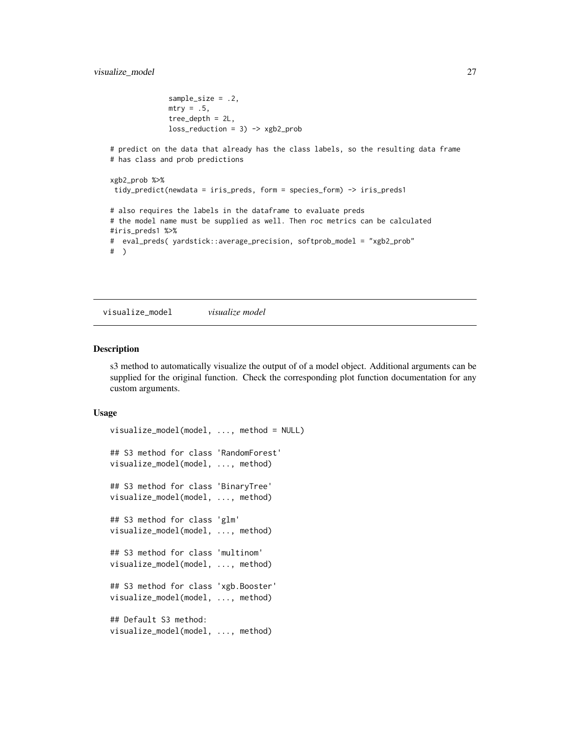```
               sample_size = .2,
               mtry = .5,
               tree_depth = 2L,
               loss_reduction = 3) -> xgb2_prob

# predict on the data that already has the class labels, so the resulting data frame
# has class and prob predictions

xgb2_prob %>%
 tidy_predict(newdata = iris_preds, form = species_form) -> iris_preds1

# also requires the labels in the dataframe to evaluate preds
# the model name must be supplied as well. Then roc metrics can be calculated
#iris_preds1 %>%
#  eval_preds( yardstick::average_precision, softprob_model = "xgb2_prob"
#  )
```

## visualize_model    *visualize model*

### Description

s3 method to automatically visualize the output of of a model object. Additional arguments can be supplied for the original function. Check the corresponding plot function documentation for any custom arguments.

### Usage

```
visualize_model(model, ..., method = NULL)

## S3 method for class 'RandomForest'
visualize_model(model, ..., method)

## S3 method for class 'BinaryTree'
visualize_model(model, ..., method)

## S3 method for class 'glm'
visualize_model(model, ..., method)

## S3 method for class 'multinom'
visualize_model(model, ..., method)

## S3 method for class 'xgb.Booster'
visualize_model(model, ..., method)

## Default S3 method:
visualize_model(model, ..., method)
```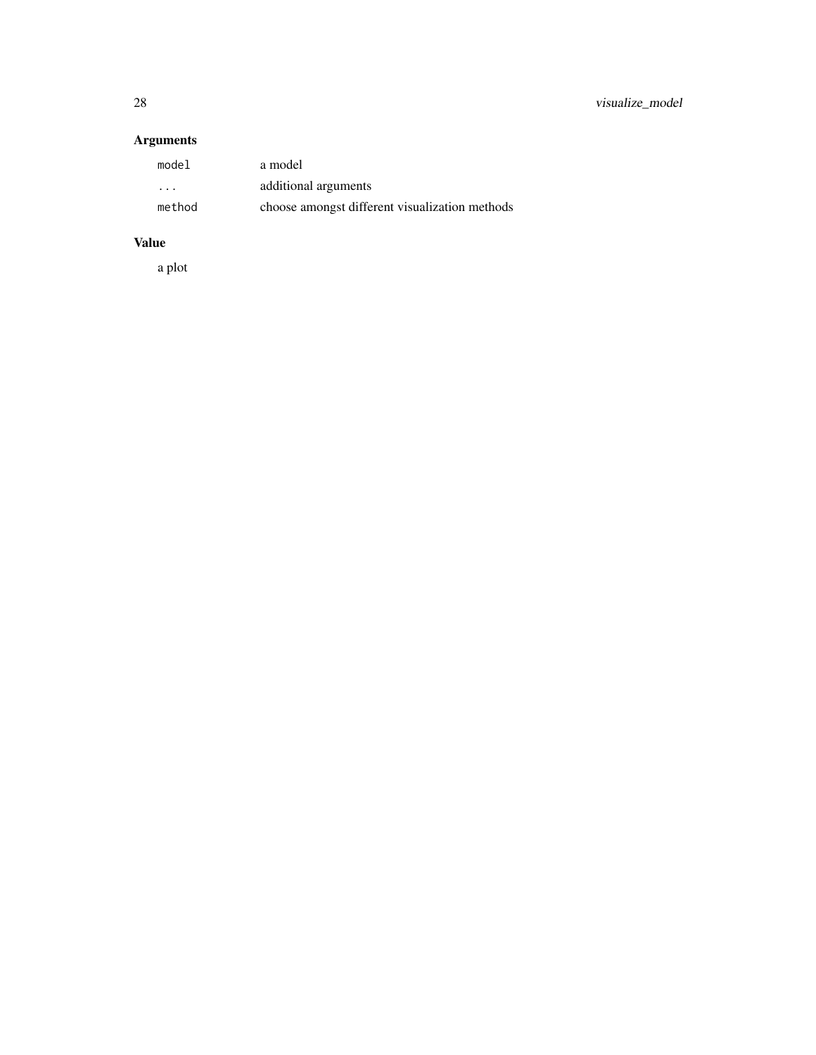## Arguments

| | |
|---|---|
| `model` | a model |
| `...` | additional arguments |
| `method` | choose amongst different visualization methods |

## Value

a plot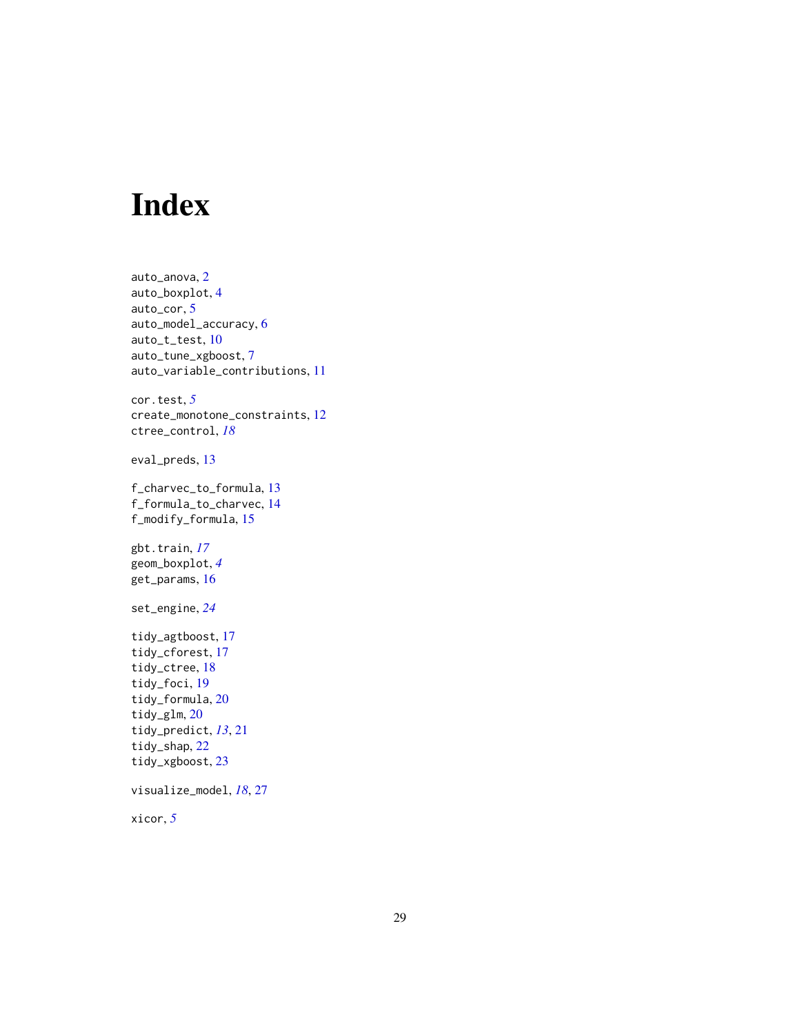# Index

auto_anova, 2
auto_boxplot, 4
auto_cor, 5
auto_model_accuracy, 6
auto_t_test, 10
auto_tune_xgboost, 7
auto_variable_contributions, 11

cor.test, *5*
create_monotone_constraints, 12
ctree_control, *18*

eval_preds, 13

f_charvec_to_formula, 13
f_formula_to_charvec, 14
f_modify_formula, 15

gbt.train, *17*
geom_boxplot, *4*
get_params, 16

set_engine, *24*

tidy_agtboost, 17
tidy_cforest, 17
tidy_ctree, 18
tidy_foci, 19
tidy_formula, 20
tidy_glm, 20
tidy_predict, *13*, 21
tidy_shap, 22
tidy_xgboost, 23

visualize_model, *18*, 27

xicor, *5*